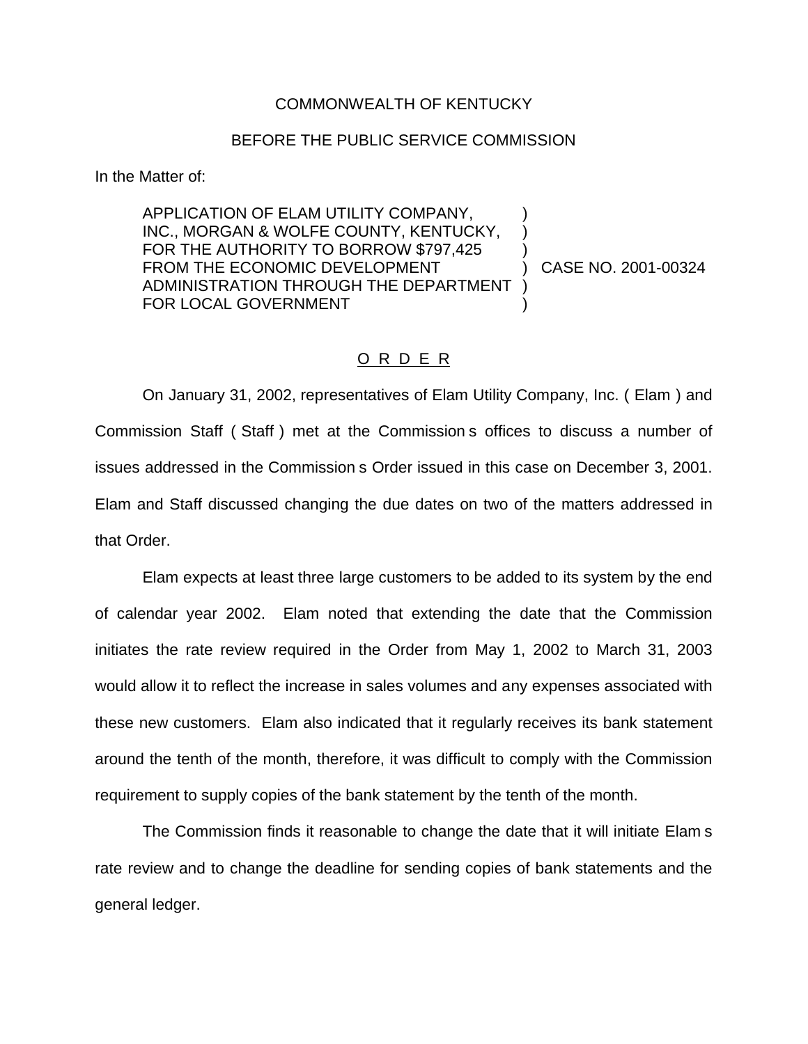COMMONWEALTH OF KENTUCKY

BEFORE THE PUBLIC SERVICE COMMISSION

In the Matter of:

APPLICATION OF ELAM UTILITY COMPANY, INC., MORGAN & WOLFE COUNTY, KENTUCKY, FOR THE AUTHORITY TO BORROW $797,425 FROM THE ECONOMIC DEVELOPMENT ADMINISTRATION THROUGH THE DEPARTMENT FOR LOCAL GOVERNMENT ) ) ) ) CASE NO. 2001-00324 ) )

O R D E R

On January 31, 2002, representatives of Elam Utility Company, Inc. ( Elam ) and Commission Staff ( Staff ) met at the Commission s offices to discuss a number of issues addressed in the Commission s Order issued in this case on December 3, 2001. Elam and Staff discussed changing the due dates on two of the matters addressed in that Order.

Elam expects at least three large customers to be added to its system by the end of calendar year 2002. Elam noted that extending the date that the Commission initiates the rate review required in the Order from May 1, 2002 to March 31, 2003 would allow it to reflect the increase in sales volumes and any expenses associated with these new customers. Elam also indicated that it regularly receives its bank statement around the tenth of the month, therefore, it was difficult to comply with the Commission requirement to supply copies of the bank statement by the tenth of the month.

The Commission finds it reasonable to change the date that it will initiate Elam s rate review and to change the deadline for sending copies of bank statements and the general ledger.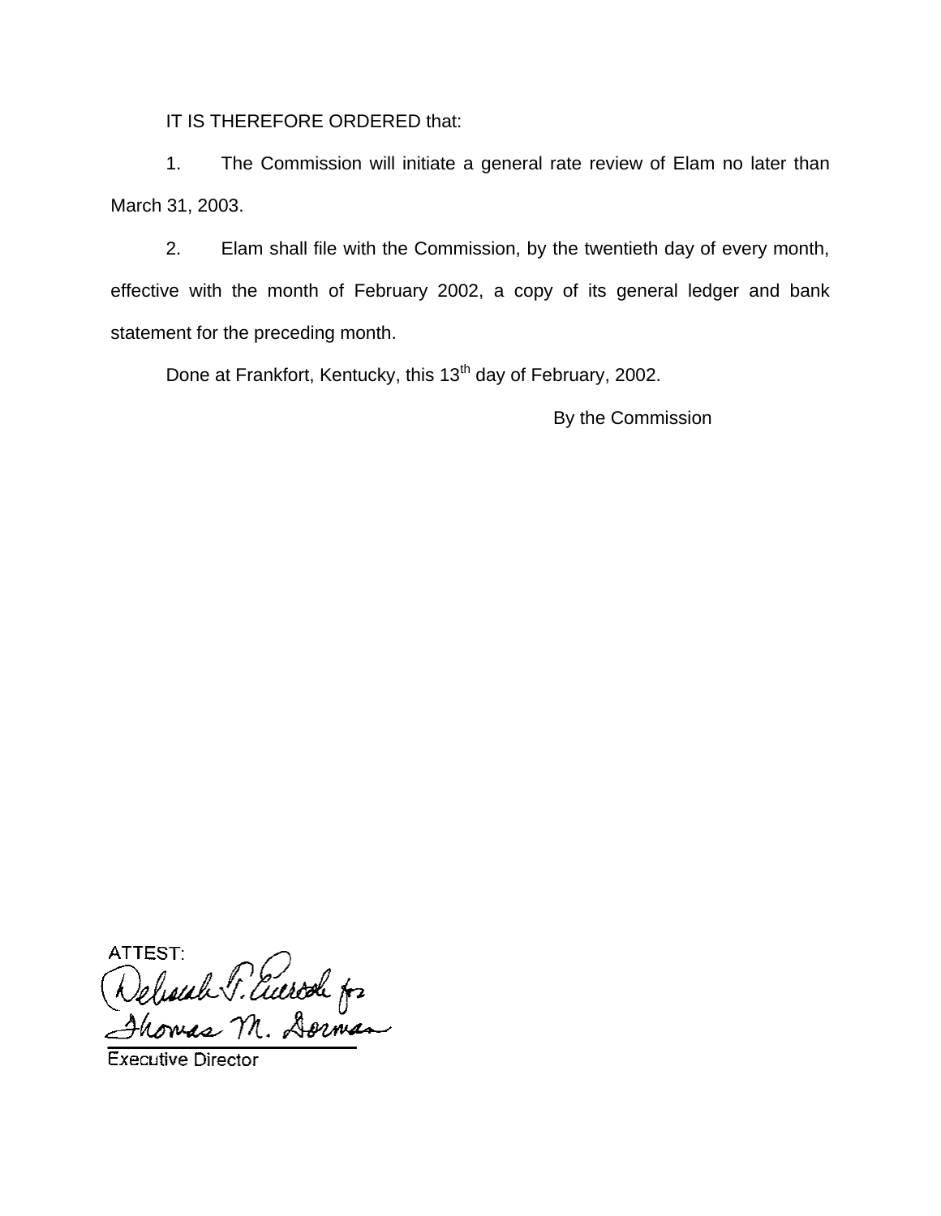IT IS THEREFORE ORDERED that:

1. The Commission will initiate a general rate review of Elam no later than March 31, 2003.

2. Elam shall file with the Commission, by the twentieth day of every month, effective with the month of February 2002, a copy of its general ledger and bank statement for the preceding month.

Done at Frankfort, Kentucky, this 13th day of February, 2002.

By the Commission

ATTEST:

Deborah T. Eversole for
Thomas M. Dorman

Executive Director